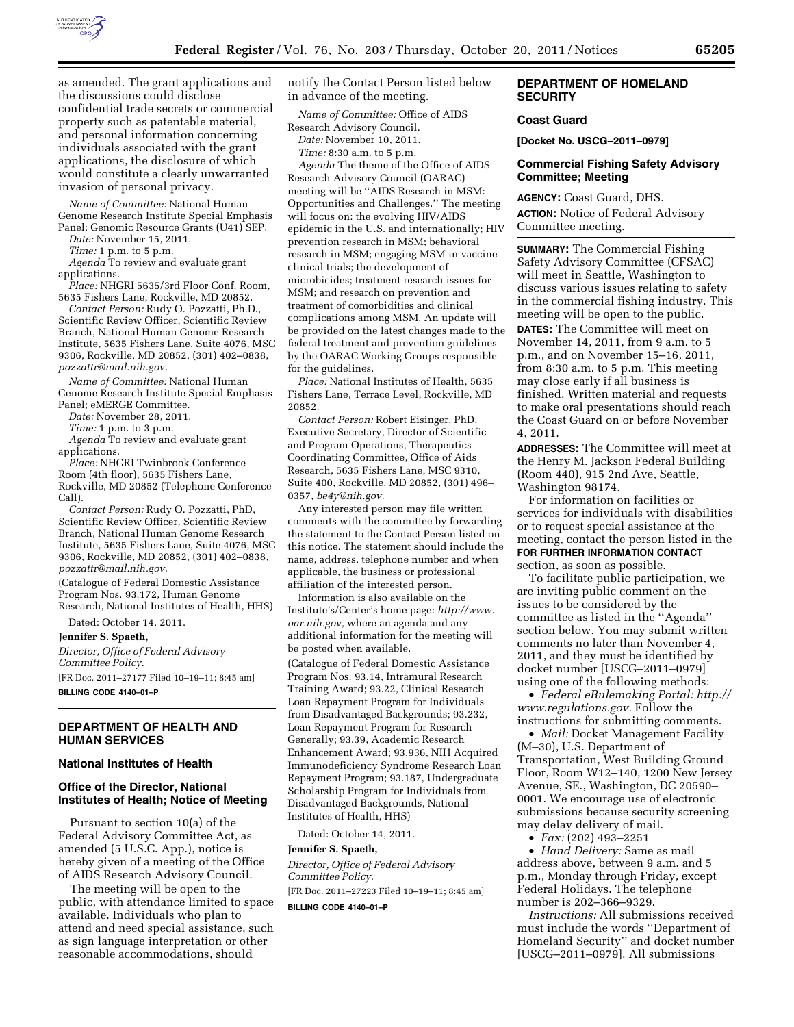as amended. The grant applications and the discussions could disclose confidential trade secrets or commercial property such as patentable material, and personal information concerning individuals associated with the grant applications, the disclosure of which would constitute a clearly unwarranted invasion of personal privacy.

*Name of Committee:* National Human Genome Research Institute Special Emphasis Panel; Genomic Resource Grants (U41) SEP.

*Date:* November 15, 2011.

*Time:* 1 p.m. to 5 p.m.

*Agenda* To review and evaluate grant applications.

*Place:* NHGRI 5635/3rd Floor Conf. Room, 5635 Fishers Lane, Rockville, MD 20852.

*Contact Person:* Rudy O. Pozzatti, Ph.D., Scientific Review Officer, Scientific Review Branch, National Human Genome Research Institute, 5635 Fishers Lane, Suite 4076, MSC 9306, Rockville, MD 20852, (301) 402–0838, *pozzattr@mail.nih.gov.*

*Name of Committee:* National Human Genome Research Institute Special Emphasis Panel; eMERGE Committee.

*Date:* November 28, 2011.

*Time:* 1 p.m. to 3 p.m.

*Agenda* To review and evaluate grant applications.

*Place:* NHGRI Twinbrook Conference Room (4th floor), 5635 Fishers Lane, Rockville, MD 20852 (Telephone Conference Call).

*Contact Person:* Rudy O. Pozzatti, PhD, Scientific Review Officer, Scientific Review Branch, National Human Genome Research Institute, 5635 Fishers Lane, Suite 4076, MSC 9306, Rockville, MD 20852, (301) 402–0838, *pozzattr@mail.nih.gov.*

(Catalogue of Federal Domestic Assistance Program Nos. 93.172, Human Genome Research, National Institutes of Health, HHS)

Dated: October 14, 2011.

**Jennifer S. Spaeth,**

*Director, Office of Federal Advisory Committee Policy.*

[FR Doc. 2011–27177 Filed 10–19–11; 8:45 am]

**BILLING CODE 4140–01–P**

## DEPARTMENT OF HEALTH AND HUMAN SERVICES

### National Institutes of Health

### Office of the Director, National Institutes of Health; Notice of Meeting

Pursuant to section 10(a) of the Federal Advisory Committee Act, as amended (5 U.S.C. App.), notice is hereby given of a meeting of the Office of AIDS Research Advisory Council.

The meeting will be open to the public, with attendance limited to space available. Individuals who plan to attend and need special assistance, such as sign language interpretation or other reasonable accommodations, should notify the Contact Person listed below in advance of the meeting.

*Name of Committee:* Office of AIDS Research Advisory Council.

*Date:* November 10, 2011.

*Time:* 8:30 a.m. to 5 p.m.

*Agenda* The theme of the Office of AIDS Research Advisory Council (OARAC) meeting will be ''AIDS Research in MSM: Opportunities and Challenges.'' The meeting will focus on: the evolving HIV/AIDS epidemic in the U.S. and internationally; HIV prevention research in MSM; behavioral research in MSM; engaging MSM in vaccine clinical trials; the development of microbicides; treatment research issues for MSM; and research on prevention and treatment of comorbidities and clinical complications among MSM. An update will be provided on the latest changes made to the federal treatment and prevention guidelines by the OARAC Working Groups responsible for the guidelines.

*Place:* National Institutes of Health, 5635 Fishers Lane, Terrace Level, Rockville, MD 20852.

*Contact Person:* Robert Eisinger, PhD, Executive Secretary, Director of Scientific and Program Operations, Therapeutics Coordinating Committee, Office of Aids Research, 5635 Fishers Lane, MSC 9310, Suite 400, Rockville, MD 20852, (301) 496–0357, *be4y@nih.gov.*

Any interested person may file written comments with the committee by forwarding the statement to the Contact Person listed on this notice. The statement should include the name, address, telephone number and when applicable, the business or professional affiliation of the interested person.

Information is also available on the Institute's/Center's home page: *http://www.oar.nih.gov,* where an agenda and any additional information for the meeting will be posted when available.

(Catalogue of Federal Domestic Assistance Program Nos. 93.14, Intramural Research Training Award; 93.22, Clinical Research Loan Repayment Program for Individuals from Disadvantaged Backgrounds; 93.232, Loan Repayment Program for Research Generally; 93.39, Academic Research Enhancement Award; 93.936, NIH Acquired Immunodeficiency Syndrome Research Loan Repayment Program; 93.187, Undergraduate Scholarship Program for Individuals from Disadvantaged Backgrounds, National Institutes of Health, HHS)

Dated: October 14, 2011.

**Jennifer S. Spaeth,**

*Director, Office of Federal Advisory Committee Policy.*

[FR Doc. 2011–27223 Filed 10–19–11; 8:45 am]

**BILLING CODE 4140–01–P**

## DEPARTMENT OF HOMELAND SECURITY

### Coast Guard

**[Docket No. USCG–2011–0979]**

### Commercial Fishing Safety Advisory Committee; Meeting

**AGENCY:** Coast Guard, DHS.

**ACTION:** Notice of Federal Advisory Committee meeting.

**SUMMARY:** The Commercial Fishing Safety Advisory Committee (CFSAC) will meet in Seattle, Washington to discuss various issues relating to safety in the commercial fishing industry. This meeting will be open to the public.

**DATES:** The Committee will meet on November 14, 2011, from 9 a.m. to 5 p.m., and on November 15–16, 2011, from 8:30 a.m. to 5 p.m. This meeting may close early if all business is finished. Written material and requests to make oral presentations should reach the Coast Guard on or before November 4, 2011.

**ADDRESSES:** The Committee will meet at the Henry M. Jackson Federal Building (Room 440), 915 2nd Ave, Seattle, Washington 98174.

For information on facilities or services for individuals with disabilities or to request special assistance at the meeting, contact the person listed in the **FOR FURTHER INFORMATION CONTACT** section, as soon as possible.

To facilitate public participation, we are inviting public comment on the issues to be considered by the committee as listed in the ''Agenda'' section below. You may submit written comments no later than November 4, 2011, and they must be identified by docket number [USCG–2011–0979] using one of the following methods:

- *Federal eRulemaking Portal: http://www.regulations.gov.* Follow the instructions for submitting comments.
- *Mail:* Docket Management Facility (M–30), U.S. Department of Transportation, West Building Ground Floor, Room W12–140, 1200 New Jersey Avenue, SE., Washington, DC 20590–0001. We encourage use of electronic submissions because security screening may delay delivery of mail.
- *Fax:* (202) 493–2251
- *Hand Delivery:* Same as mail address above, between 9 a.m. and 5 p.m., Monday through Friday, except Federal Holidays. The telephone number is 202–366–9329.

*Instructions:* All submissions received must include the words ''Department of Homeland Security'' and docket number [USCG–2011–0979]. All submissions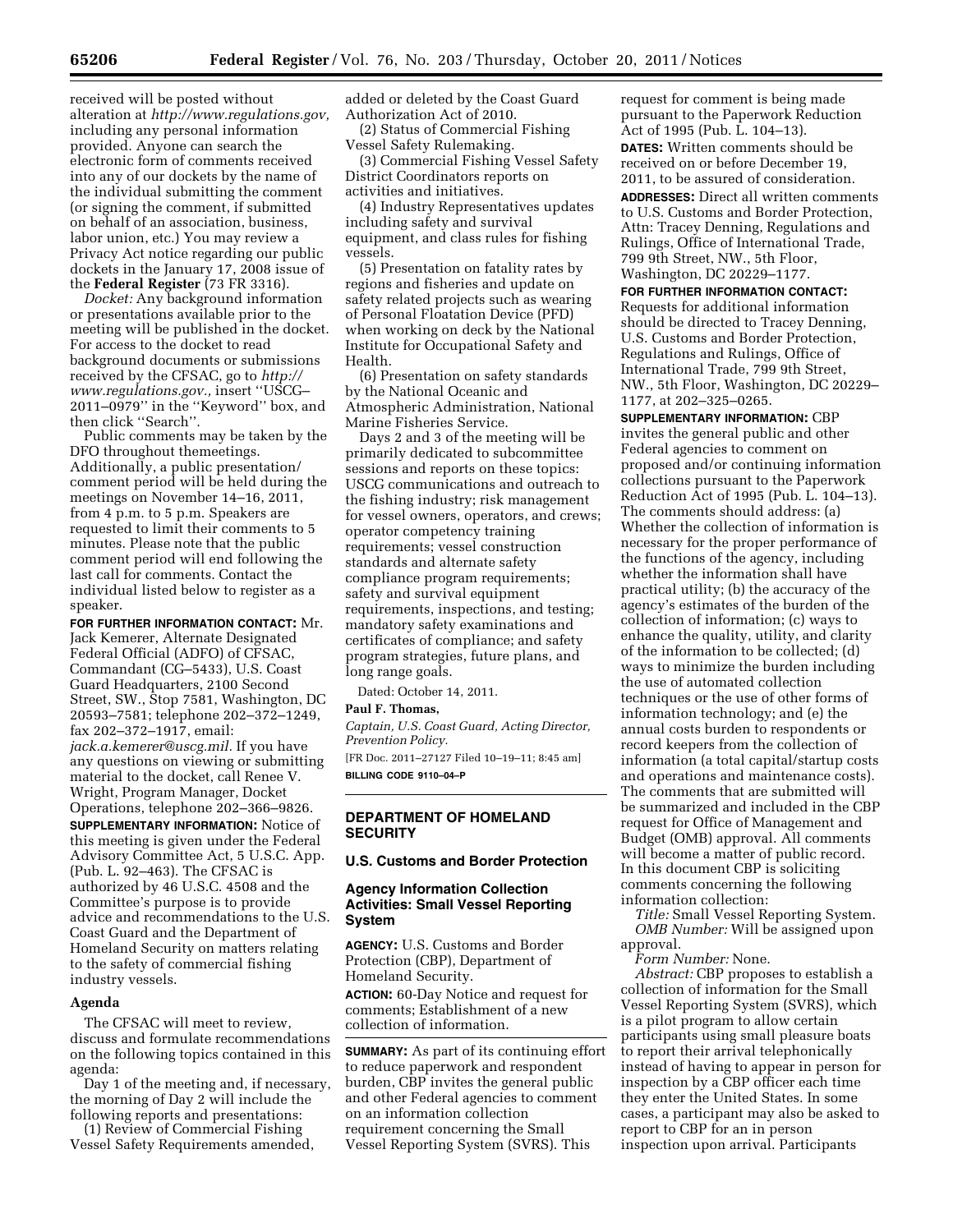received will be posted without alteration at *http://www.regulations.gov,* including any personal information provided. Anyone can search the electronic form of comments received into any of our dockets by the name of the individual submitting the comment (or signing the comment, if submitted on behalf of an association, business, labor union, etc.) You may review a Privacy Act notice regarding our public dockets in the January 17, 2008 issue of the **Federal Register** (73 FR 3316).

*Docket:* Any background information or presentations available prior to the meeting will be published in the docket. For access to the docket to read background documents or submissions received by the CFSAC, go to *http://www.regulations.gov.,* insert ''USCG–2011–0979'' in the ''Keyword'' box, and then click ''Search''.

Public comments may be taken by the DFO throughout themeetings. Additionally, a public presentation/comment period will be held during the meetings on November 14–16, 2011, from 4 p.m. to 5 p.m. Speakers are requested to limit their comments to 5 minutes. Please note that the public comment period will end following the last call for comments. Contact the individual listed below to register as a speaker.

**FOR FURTHER INFORMATION CONTACT:** Mr. Jack Kemerer, Alternate Designated Federal Official (ADFO) of CFSAC, Commandant (CG–5433), U.S. Coast Guard Headquarters, 2100 Second Street, SW., Stop 7581, Washington, DC 20593–7581; telephone 202–372–1249, fax 202–372–1917, email: *jack.a.kemerer@uscg.mil.* If you have any questions on viewing or submitting material to the docket, call Renee V. Wright, Program Manager, Docket Operations, telephone 202–366–9826.

**SUPPLEMENTARY INFORMATION:** Notice of this meeting is given under the Federal Advisory Committee Act, 5 U.S.C. App. (Pub. L. 92–463). The CFSAC is authorized by 46 U.S.C. 4508 and the Committee's purpose is to provide advice and recommendations to the U.S. Coast Guard and the Department of Homeland Security on matters relating to the safety of commercial fishing industry vessels.

## Agenda

The CFSAC will meet to review, discuss and formulate recommendations on the following topics contained in this agenda:

Day 1 of the meeting and, if necessary, the morning of Day 2 will include the following reports and presentations:

(1) Review of Commercial Fishing Vessel Safety Requirements amended, added or deleted by the Coast Guard Authorization Act of 2010.

(2) Status of Commercial Fishing Vessel Safety Rulemaking.

(3) Commercial Fishing Vessel Safety District Coordinators reports on activities and initiatives.

(4) Industry Representatives updates including safety and survival equipment, and class rules for fishing vessels.

(5) Presentation on fatality rates by regions and fisheries and update on safety related projects such as wearing of Personal Floatation Device (PFD) when working on deck by the National Institute for Occupational Safety and Health.

(6) Presentation on safety standards by the National Oceanic and Atmospheric Administration, National Marine Fisheries Service.

Days 2 and 3 of the meeting will be primarily dedicated to subcommittee sessions and reports on these topics: USCG communications and outreach to the fishing industry; risk management for vessel owners, operators, and crews; operator competency training requirements; vessel construction standards and alternate safety compliance program requirements; safety and survival equipment requirements, inspections, and testing; mandatory safety examinations and certificates of compliance; and safety program strategies, future plans, and long range goals.

Dated: October 14, 2011.

**Paul F. Thomas,**

*Captain, U.S. Coast Guard, Acting Director, Prevention Policy.*

[FR Doc. 2011–27127 Filed 10–19–11; 8:45 am]

**BILLING CODE 9110–04–P**

---

## DEPARTMENT OF HOMELAND SECURITY

### U.S. Customs and Border Protection

### Agency Information Collection Activities: Small Vessel Reporting System

**AGENCY:** U.S. Customs and Border Protection (CBP), Department of Homeland Security.

**ACTION:** 60-Day Notice and request for comments; Establishment of a new collection of information.

**SUMMARY:** As part of its continuing effort to reduce paperwork and respondent burden, CBP invites the general public and other Federal agencies to comment on an information collection requirement concerning the Small Vessel Reporting System (SVRS). This request for comment is being made pursuant to the Paperwork Reduction Act of 1995 (Pub. L. 104–13).

**DATES:** Written comments should be received on or before December 19, 2011, to be assured of consideration.

**ADDRESSES:** Direct all written comments to U.S. Customs and Border Protection, Attn: Tracey Denning, Regulations and Rulings, Office of International Trade, 799 9th Street, NW., 5th Floor, Washington, DC 20229–1177.

**FOR FURTHER INFORMATION CONTACT:** Requests for additional information should be directed to Tracey Denning, U.S. Customs and Border Protection, Regulations and Rulings, Office of International Trade, 799 9th Street, NW., 5th Floor, Washington, DC 20229–1177, at 202–325–0265.

**SUPPLEMENTARY INFORMATION:** CBP invites the general public and other Federal agencies to comment on proposed and/or continuing information collections pursuant to the Paperwork Reduction Act of 1995 (Pub. L. 104–13). The comments should address: (a) Whether the collection of information is necessary for the proper performance of the functions of the agency, including whether the information shall have practical utility; (b) the accuracy of the agency's estimates of the burden of the collection of information; (c) ways to enhance the quality, utility, and clarity of the information to be collected; (d) ways to minimize the burden including the use of automated collection techniques or the use of other forms of information technology; and (e) the annual costs burden to respondents or record keepers from the collection of information (a total capital/startup costs and operations and maintenance costs). The comments that are submitted will be summarized and included in the CBP request for Office of Management and Budget (OMB) approval. All comments will become a matter of public record. In this document CBP is soliciting comments concerning the following information collection:

*Title:* Small Vessel Reporting System.

*OMB Number:* Will be assigned upon approval.

*Form Number:* None.

*Abstract:* CBP proposes to establish a collection of information for the Small Vessel Reporting System (SVRS), which is a pilot program to allow certain participants using small pleasure boats to report their arrival telephonically instead of having to appear in person for inspection by a CBP officer each time they enter the United States. In some cases, a participant may also be asked to report to CBP for an in person inspection upon arrival. Participants